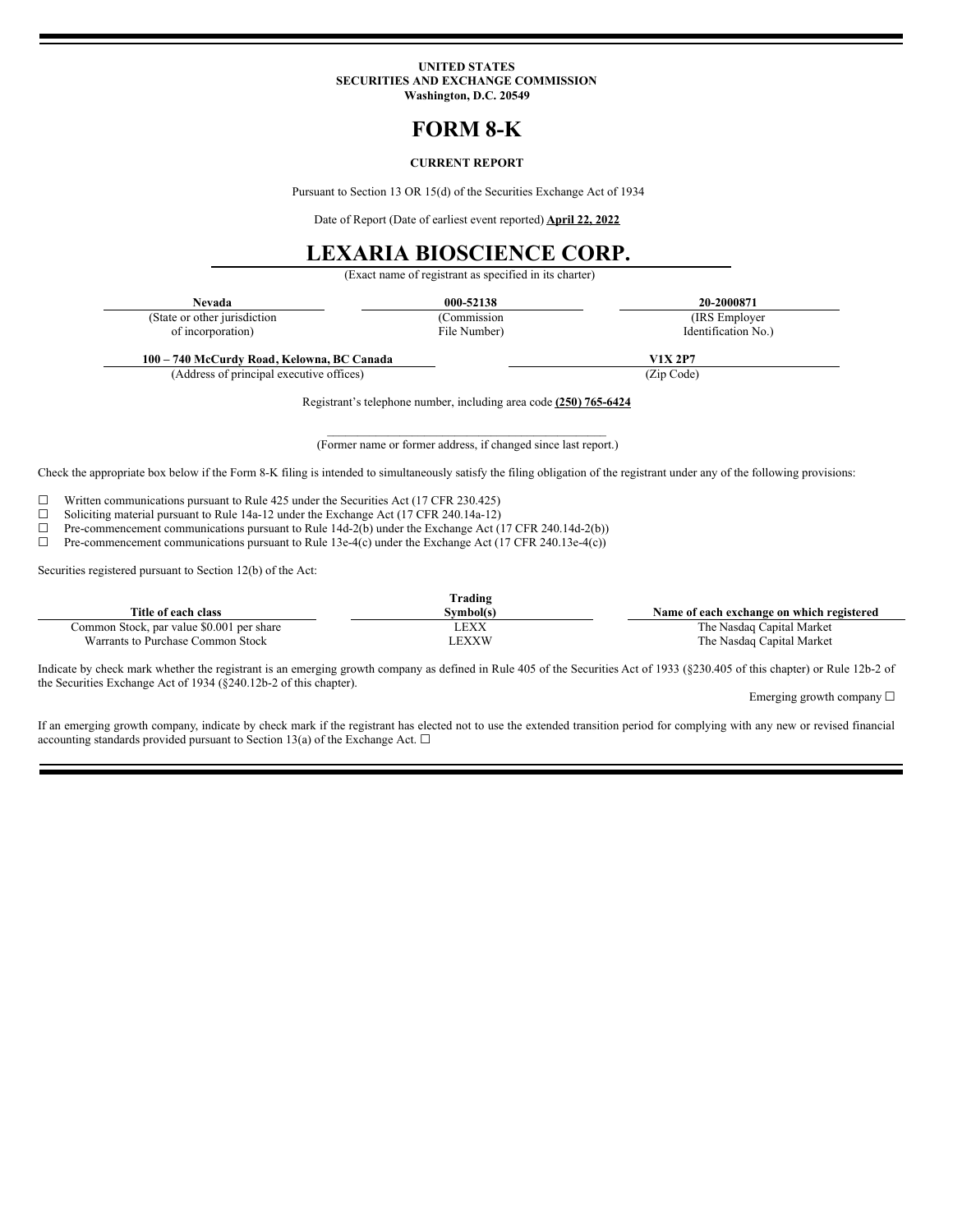UNITED STATES
SECURITIES AND EXCHANGE COMMISSION
Washington, D.C. 20549

# FORM 8-K

**CURRENT REPORT**

Pursuant to Section 13 OR 15(d) of the Securities Exchange Act of 1934

Date of Report (Date of earliest event reported) **April 22, 2022**

# LEXARIA BIOSCIENCE CORP.

(Exact name of registrant as specified in its charter)

| Nevada | 000-52138 | 20-2000871 |
|---|---|---|
| (State or other jurisdiction of incorporation) | (Commission File Number) | (IRS Employer Identification No.) |

| 100 – 740 McCurdy Road, Kelowna, BC Canada | V1X 2P7 |
|---|---|
| (Address of principal executive offices) | (Zip Code) |

Registrant's telephone number, including area code **(250) 765-6424**

\_\_\_\_\_\_\_\_\_\_\_\_\_\_\_\_\_\_\_\_\_\_\_\_\_\_\_\_\_\_\_\_\_\_\_\_\_\_\_\_\_\_\_\_
(Former name or former address, if changed since last report.)

Check the appropriate box below if the Form 8-K filing is intended to simultaneously satisfy the filing obligation of the registrant under any of the following provisions:

☐ Written communications pursuant to Rule 425 under the Securities Act (17 CFR 230.425)
☐ Soliciting material pursuant to Rule 14a-12 under the Exchange Act (17 CFR 240.14a-12)
☐ Pre-commencement communications pursuant to Rule 14d-2(b) under the Exchange Act (17 CFR 240.14d-2(b))
☐ Pre-commencement communications pursuant to Rule 13e-4(c) under the Exchange Act (17 CFR 240.13e-4(c))

Securities registered pursuant to Section 12(b) of the Act:

| Title of each class | Trading Symbol(s) | Name of each exchange on which registered |
|---|---|---|
| Common Stock, par value $0.001 per share | LEXX | The Nasdaq Capital Market |
| Warrants to Purchase Common Stock | LEXXW | The Nasdaq Capital Market |

Indicate by check mark whether the registrant is an emerging growth company as defined in Rule 405 of the Securities Act of 1933 (§230.405 of this chapter) or Rule 12b-2 of the Securities Exchange Act of 1934 (§240.12b-2 of this chapter).

Emerging growth company ☐

If an emerging growth company, indicate by check mark if the registrant has elected not to use the extended transition period for complying with any new or revised financial accounting standards provided pursuant to Section 13(a) of the Exchange Act. ☐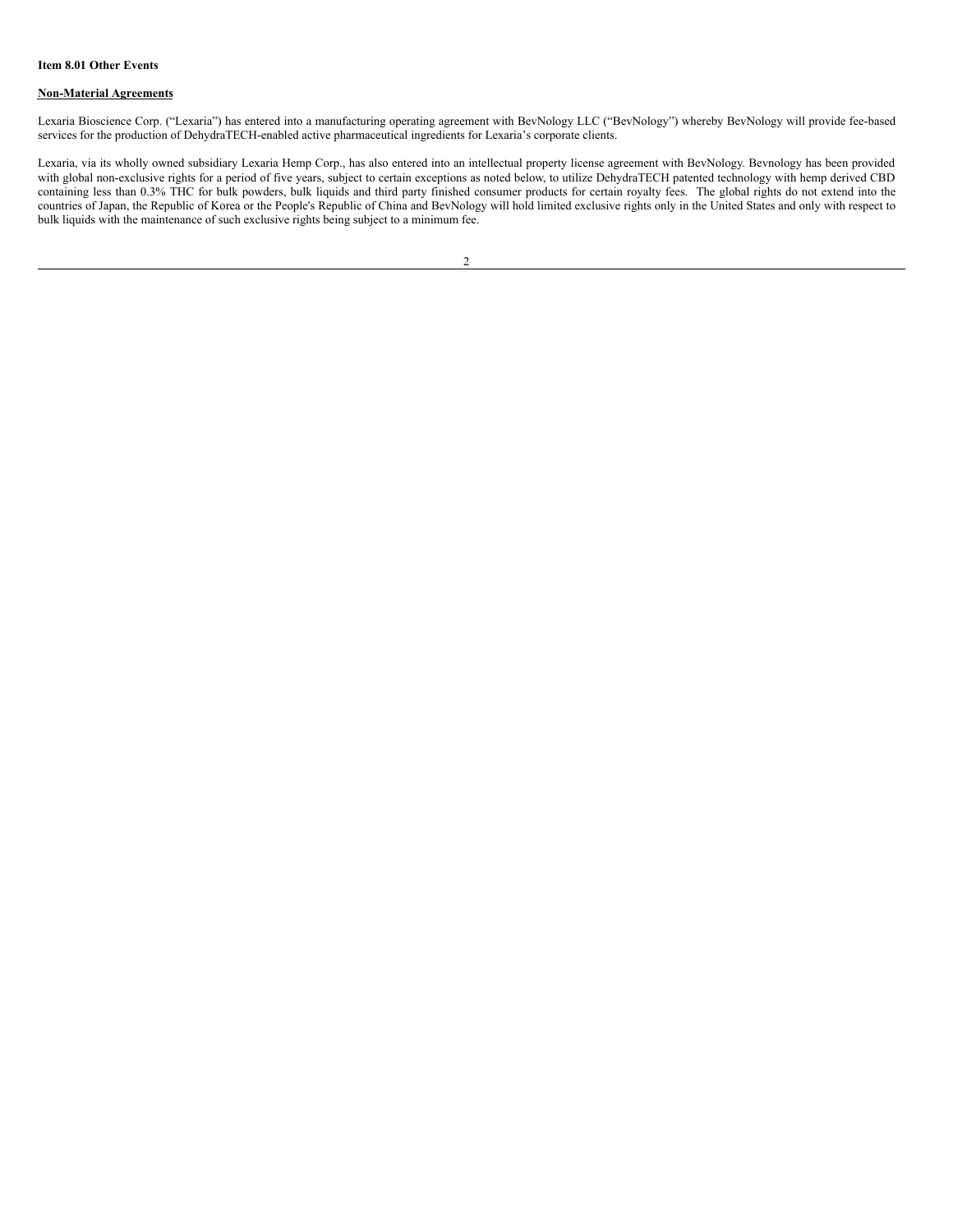**Item 8.01 Other Events**

**Non-Material Agreements**

Lexaria Bioscience Corp. ("Lexaria") has entered into a manufacturing operating agreement with BevNology LLC ("BevNology") whereby BevNology will provide fee-based services for the production of DehydraTECH-enabled active pharmaceutical ingredients for Lexaria's corporate clients.

Lexaria, via its wholly owned subsidiary Lexaria Hemp Corp., has also entered into an intellectual property license agreement with BevNology. Bevnology has been provided with global non-exclusive rights for a period of five years, subject to certain exceptions as noted below, to utilize DehydraTECH patented technology with hemp derived CBD containing less than 0.3% THC for bulk powders, bulk liquids and third party finished consumer products for certain royalty fees. The global rights do not extend into the countries of Japan, the Republic of Korea or the People's Republic of China and BevNology will hold limited exclusive rights only in the United States and only with respect to bulk liquids with the maintenance of such exclusive rights being subject to a minimum fee.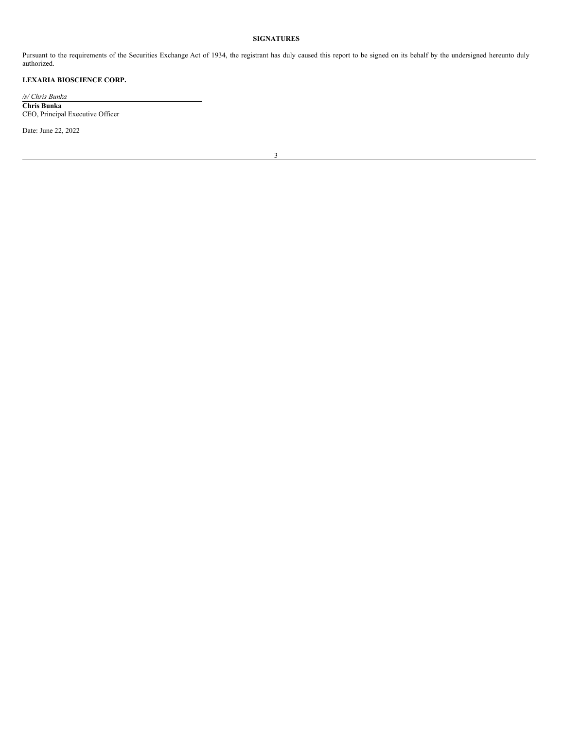## SIGNATURES

Pursuant to the requirements of the Securities Exchange Act of 1934, the registrant has duly caused this report to be signed on its behalf by the undersigned hereunto duly authorized.

**LEXARIA BIOSCIENCE CORP.**

*/s/ Chris Bunka*

**Chris Bunka**

CEO, Principal Executive Officer

Date: June 22, 2022